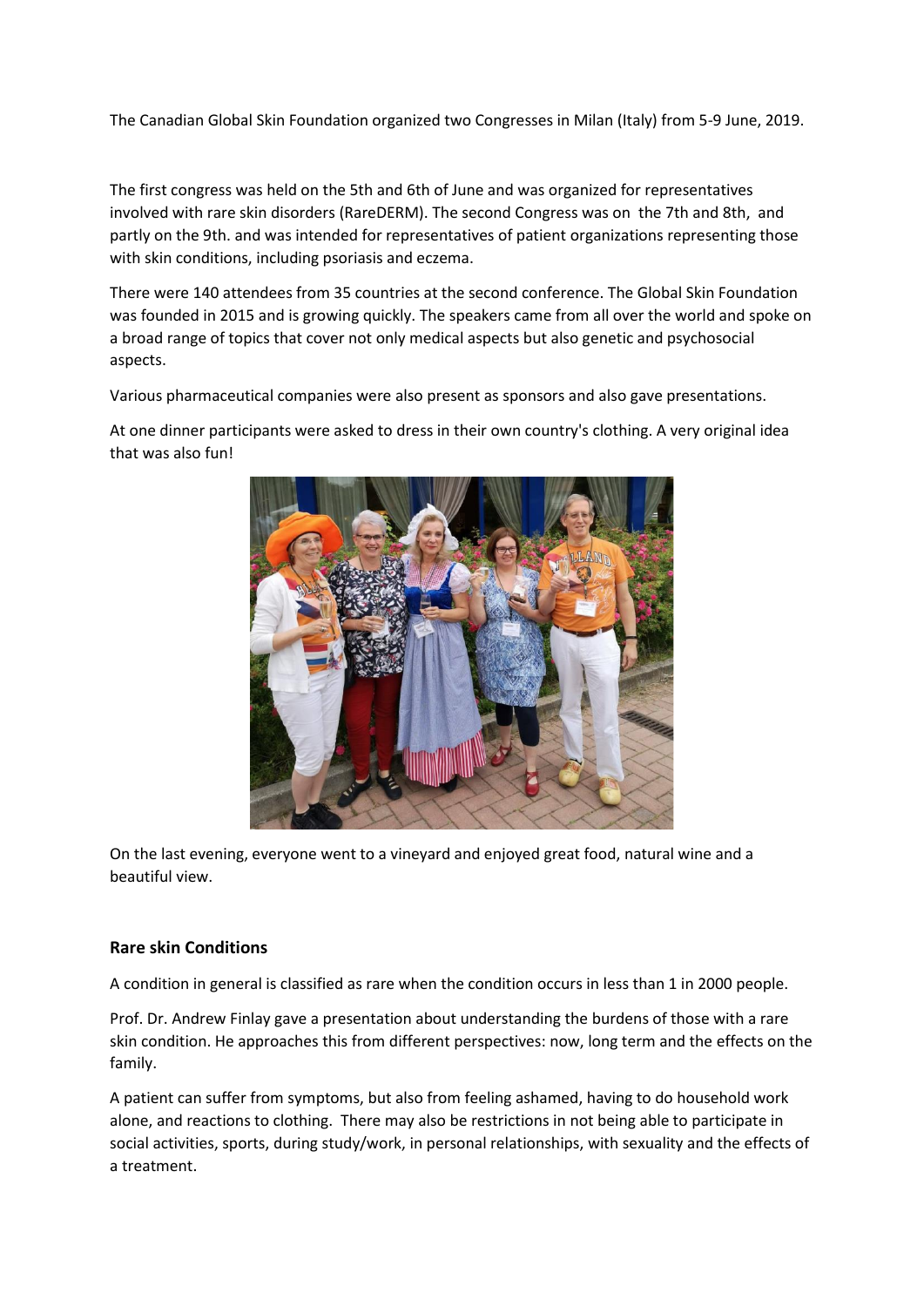The Canadian Global Skin Foundation organized two Congresses in Milan (Italy) from 5-9 June, 2019.

The first congress was held on the 5th and 6th of June and was organized for representatives involved with rare skin disorders (RareDERM). The second Congress was on the 7th and 8th, and partly on the 9th. and was intended for representatives of patient organizations representing those with skin conditions, including psoriasis and eczema.

There were 140 attendees from 35 countries at the second conference. The Global Skin Foundation was founded in 2015 and is growing quickly. The speakers came from all over the world and spoke on a broad range of topics that cover not only medical aspects but also genetic and psychosocial aspects.

Various pharmaceutical companies were also present as sponsors and also gave presentations.

At one dinner participants were asked to dress in their own country's clothing. A very original idea that was also fun!

On the last evening, everyone went to a vineyard and enjoyed great food, natural wine and a beautiful view.

## Rare skin Conditions

A condition in general is classified as rare when the condition occurs in less than 1 in 2000 people.

Prof. Dr. Andrew Finlay gave a presentation about understanding the burdens of those with a rare skin condition. He approaches this from different perspectives: now, long term and the effects on the family.

A patient can suffer from symptoms, but also from feeling ashamed, having to do household work alone, and reactions to clothing. There may also be restrictions in not being able to participate in social activities, sports, during study/work, in personal relationships, with sexuality and the effects of a treatment.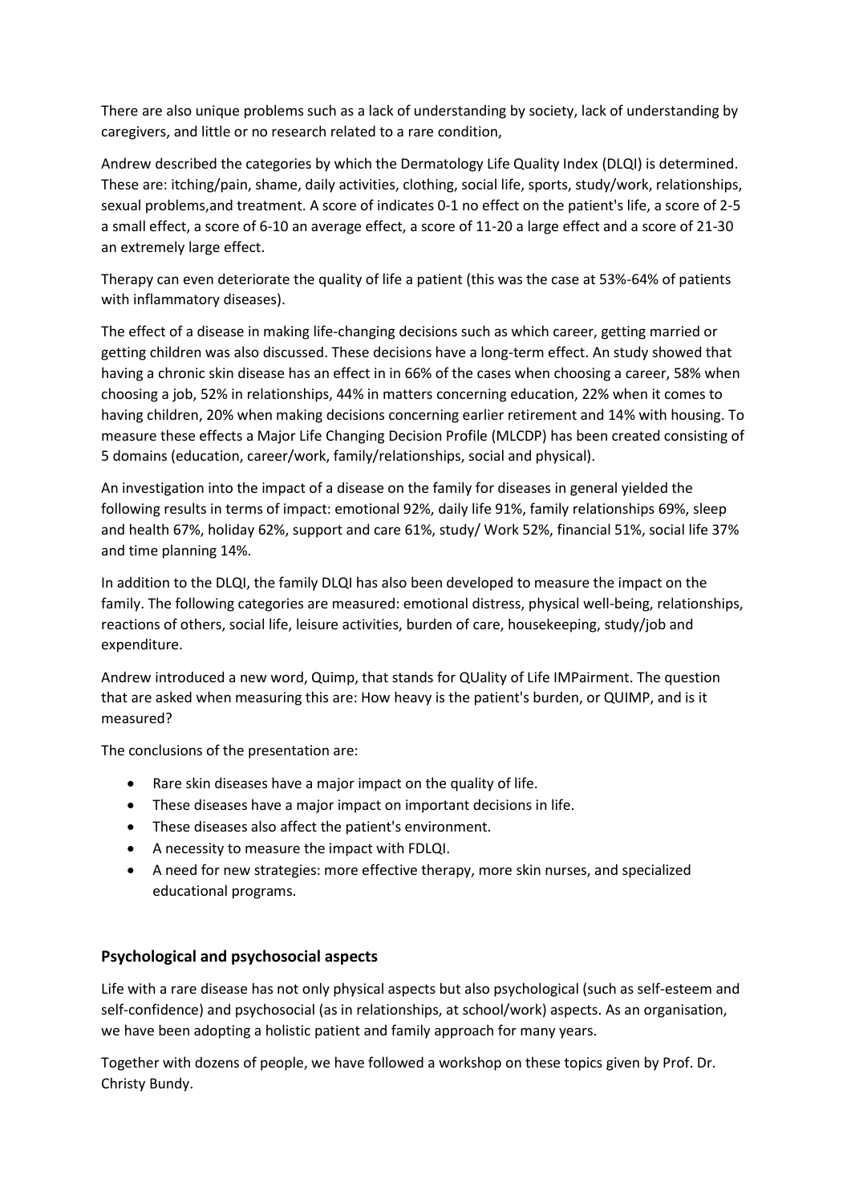There are also unique problems such as a lack of understanding by society, lack of understanding by caregivers, and little or no research related to a rare condition,

Andrew described the categories by which the Dermatology Life Quality Index (DLQI) is determined. These are: itching/pain, shame, daily activities, clothing, social life, sports, study/work, relationships, sexual problems,and treatment. A score of indicates 0-1 no effect on the patient's life, a score of 2-5 a small effect, a score of 6-10 an average effect, a score of 11-20 a large effect and a score of 21-30 an extremely large effect.

Therapy can even deteriorate the quality of life a patient (this was the case at 53%-64% of patients with inflammatory diseases).

The effect of a disease in making life-changing decisions such as which career, getting married or getting children was also discussed. These decisions have a long-term effect. An study showed that having a chronic skin disease has an effect in in 66% of the cases when choosing a career, 58% when choosing a job, 52% in relationships, 44% in matters concerning education, 22% when it comes to having children, 20% when making decisions concerning earlier retirement and 14% with housing. To measure these effects a Major Life Changing Decision Profile (MLCDP) has been created consisting of 5 domains (education, career/work, family/relationships, social and physical).

An investigation into the impact of a disease on the family for diseases in general yielded the following results in terms of impact: emotional 92%, daily life 91%, family relationships 69%, sleep and health 67%, holiday 62%, support and care 61%, study/ Work 52%, financial 51%, social life 37% and time planning 14%.

In addition to the DLQI, the family DLQI has also been developed to measure the impact on the family. The following categories are measured: emotional distress, physical well-being, relationships, reactions of others, social life, leisure activities, burden of care, housekeeping, study/job and expenditure.

Andrew introduced a new word, Quimp, that stands for QUality of Life IMPairment. The question that are asked when measuring this are: How heavy is the patient's burden, or QUIMP, and is it measured?

The conclusions of the presentation are:

- Rare skin diseases have a major impact on the quality of life.
- These diseases have a major impact on important decisions in life.
- These diseases also affect the patient's environment.
- A necessity to measure the impact with FDLQI.
- A need for new strategies: more effective therapy, more skin nurses, and specialized educational programs.

## Psychological and psychosocial aspects

Life with a rare disease has not only physical aspects but also psychological (such as self-esteem and self-confidence) and psychosocial (as in relationships, at school/work) aspects. As an organisation, we have been adopting a holistic patient and family approach for many years.

Together with dozens of people, we have followed a workshop on these topics given by Prof. Dr. Christy Bundy.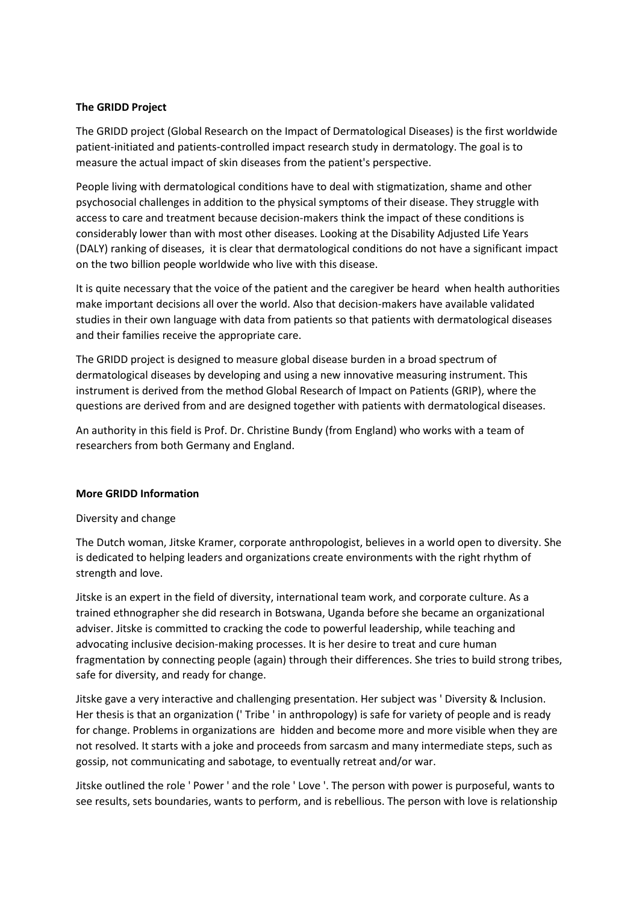**The GRIDD Project**

The GRIDD project (Global Research on the Impact of Dermatological Diseases) is the first worldwide patient-initiated and patients-controlled impact research study in dermatology. The goal is to measure the actual impact of skin diseases from the patient's perspective.

People living with dermatological conditions have to deal with stigmatization, shame and other psychosocial challenges in addition to the physical symptoms of their disease. They struggle with access to care and treatment because decision-makers think the impact of these conditions is considerably lower than with most other diseases. Looking at the Disability Adjusted Life Years (DALY) ranking of diseases, it is clear that dermatological conditions do not have a significant impact on the two billion people worldwide who live with this disease.

It is quite necessary that the voice of the patient and the caregiver be heard when health authorities make important decisions all over the world. Also that decision-makers have available validated studies in their own language with data from patients so that patients with dermatological diseases and their families receive the appropriate care.

The GRIDD project is designed to measure global disease burden in a broad spectrum of dermatological diseases by developing and using a new innovative measuring instrument. This instrument is derived from the method Global Research of Impact on Patients (GRIP), where the questions are derived from and are designed together with patients with dermatological diseases.

An authority in this field is Prof. Dr. Christine Bundy (from England) who works with a team of researchers from both Germany and England.

**More GRIDD Information**

Diversity and change

The Dutch woman, Jitske Kramer, corporate anthropologist, believes in a world open to diversity. She is dedicated to helping leaders and organizations create environments with the right rhythm of strength and love.

Jitske is an expert in the field of diversity, international team work, and corporate culture. As a trained ethnographer she did research in Botswana, Uganda before she became an organizational adviser. Jitske is committed to cracking the code to powerful leadership, while teaching and advocating inclusive decision-making processes. It is her desire to treat and cure human fragmentation by connecting people (again) through their differences. She tries to build strong tribes, safe for diversity, and ready for change.

Jitske gave a very interactive and challenging presentation. Her subject was ' Diversity & Inclusion. Her thesis is that an organization (' Tribe ' in anthropology) is safe for variety of people and is ready for change. Problems in organizations are hidden and become more and more visible when they are not resolved. It starts with a joke and proceeds from sarcasm and many intermediate steps, such as gossip, not communicating and sabotage, to eventually retreat and/or war.

Jitske outlined the role ' Power ' and the role ' Love '. The person with power is purposeful, wants to see results, sets boundaries, wants to perform, and is rebellious. The person with love is relationship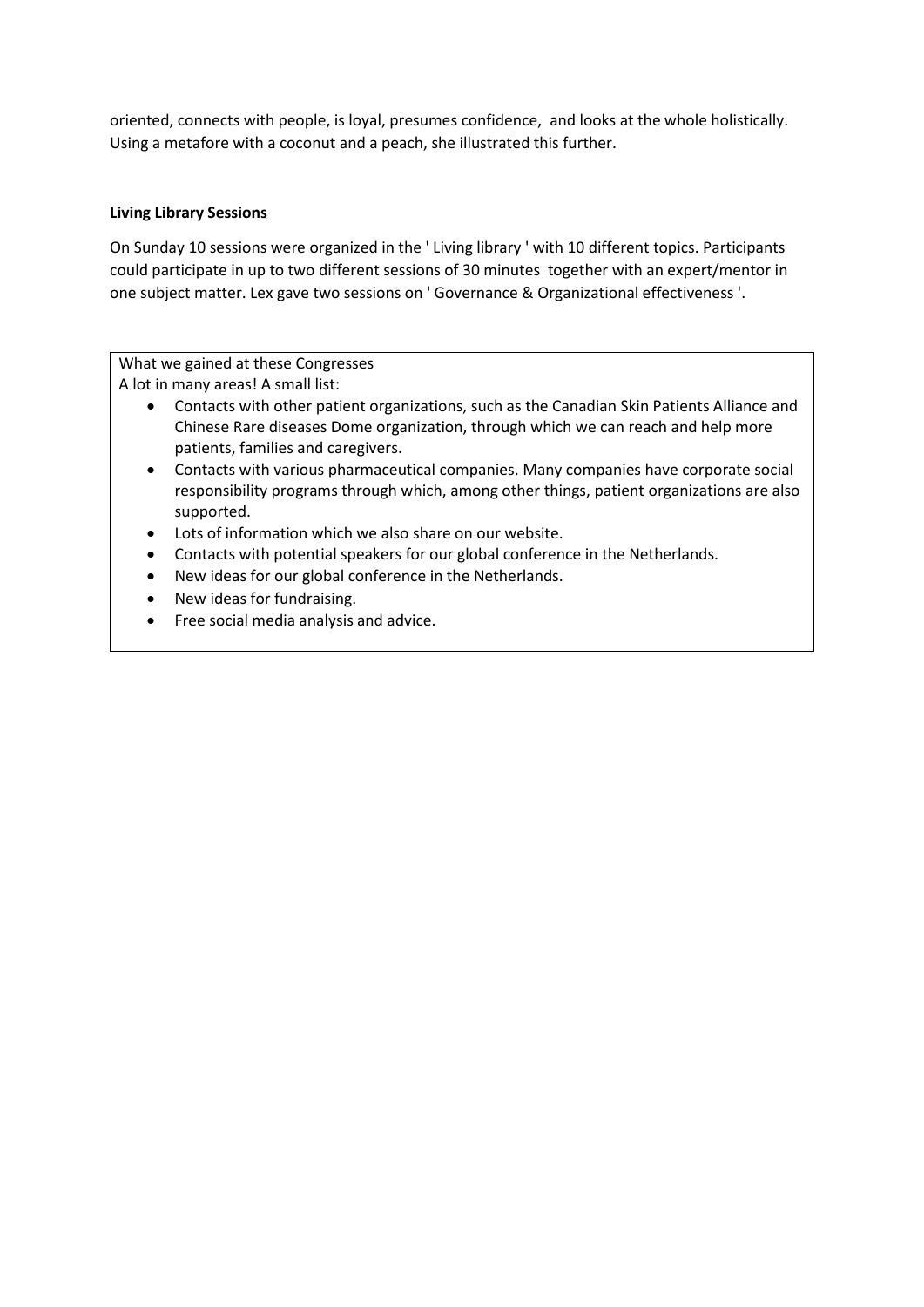oriented, connects with people, is loyal, presumes confidence, and looks at the whole holistically. Using a metafore with a coconut and a peach, she illustrated this further.

**Living Library Sessions**

On Sunday 10 sessions were organized in the ' Living library ' with 10 different topics. Participants could participate in up to two different sessions of 30 minutes together with an expert/mentor in one subject matter. Lex gave two sessions on ' Governance & Organizational effectiveness '.

What we gained at these Congresses
A lot in many areas! A small list:

- Contacts with other patient organizations, such as the Canadian Skin Patients Alliance and Chinese Rare diseases Dome organization, through which we can reach and help more patients, families and caregivers.
- Contacts with various pharmaceutical companies. Many companies have corporate social responsibility programs through which, among other things, patient organizations are also supported.
- Lots of information which we also share on our website.
- Contacts with potential speakers for our global conference in the Netherlands.
- New ideas for our global conference in the Netherlands.
- New ideas for fundraising.
- Free social media analysis and advice.